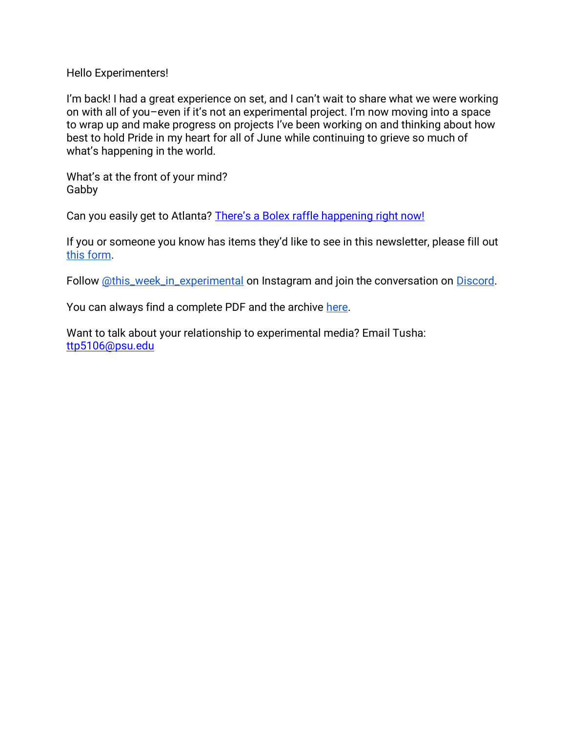Hello Experimenters!

I'm back! I had a great experience on set, and I can't wait to share what we were working on with all of you–even if it's not an experimental project. I'm now moving into a space to wrap up and make progress on projects I've been working on and thinking about how best to hold Pride in my heart for all of June while continuing to grieve so much of what's happening in the world.

What's at the front of your mind?
Gabby

Can you easily get to Atlanta? There's a Bolex raffle happening right now!

If you or someone you know has items they'd like to see in this newsletter, please fill out this form.

Follow @this_week_in_experimental on Instagram and join the conversation on Discord.

You can always find a complete PDF and the archive here.

Want to talk about your relationship to experimental media? Email Tusha: ttp5106@psu.edu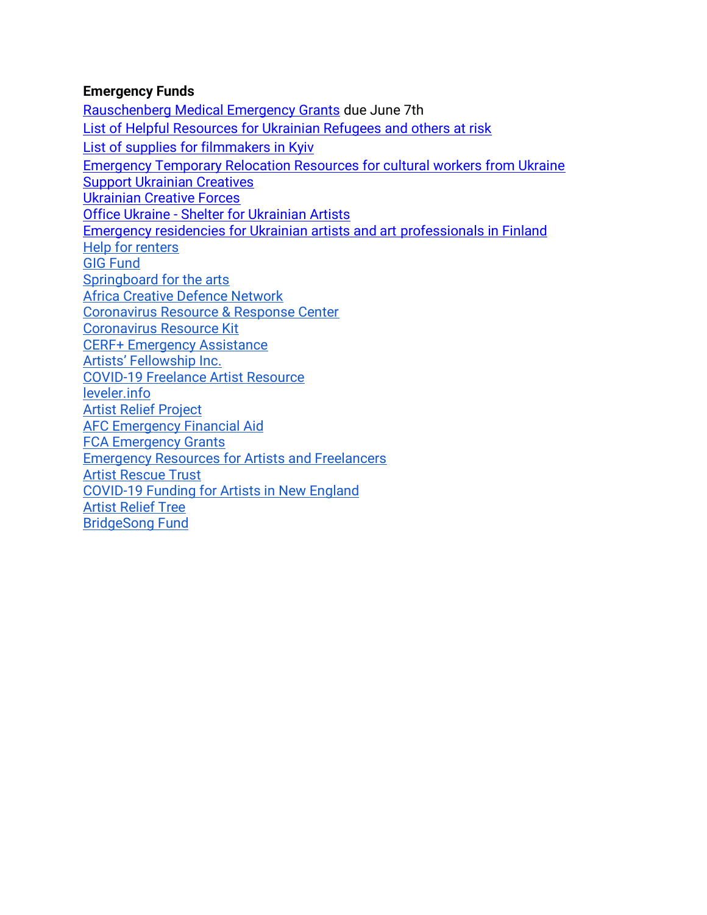**Emergency Funds**

Rauschenberg Medical Emergency Grants due June 7th
List of Helpful Resources for Ukrainian Refugees and others at risk
List of supplies for filmmakers in Kyiv
Emergency Temporary Relocation Resources for cultural workers from Ukraine
Support Ukrainian Creatives
Ukrainian Creative Forces
Office Ukraine - Shelter for Ukrainian Artists
Emergency residencies for Ukrainian artists and art professionals in Finland
Help for renters
GIG Fund
Springboard for the arts
Africa Creative Defence Network
Coronavirus Resource & Response Center
Coronavirus Resource Kit
CERF+ Emergency Assistance
Artists' Fellowship Inc.
COVID-19 Freelance Artist Resource
leveler.info
Artist Relief Project
AFC Emergency Financial Aid
FCA Emergency Grants
Emergency Resources for Artists and Freelancers
Artist Rescue Trust
COVID-19 Funding for Artists in New England
Artist Relief Tree
BridgeSong Fund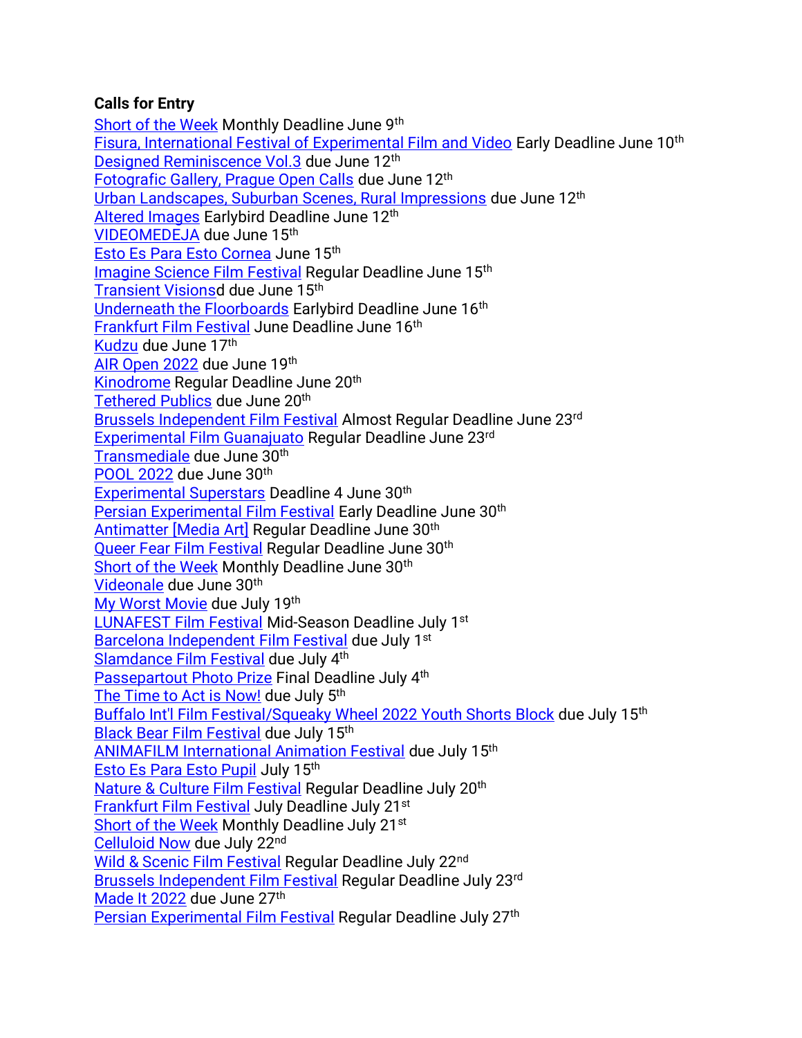**Calls for Entry**

Short of the Week Monthly Deadline June 9th
Fisura, International Festival of Experimental Film and Video Early Deadline June 10th
Designed Reminiscence Vol.3 due June 12th
Fotografic Gallery, Prague Open Calls due June 12th
Urban Landscapes, Suburban Scenes, Rural Impressions due June 12th
Altered Images Earlybird Deadline June 12th
VIDEOMEDEJA due June 15th
Esto Es Para Esto Cornea June 15th
Imagine Science Film Festival Regular Deadline June 15th
Transient Visionsd due June 15th
Underneath the Floorboards Earlybird Deadline June 16th
Frankfurt Film Festival June Deadline June 16th
Kudzu due June 17th
AIR Open 2022 due June 19th
Kinodrome Regular Deadline June 20th
Tethered Publics due June 20th
Brussels Independent Film Festival Almost Regular Deadline June 23rd
Experimental Film Guanajuato Regular Deadline June 23rd
Transmediale due June 30th
POOL 2022 due June 30th
Experimental Superstars Deadline 4 June 30th
Persian Experimental Film Festival Early Deadline June 30th
Antimatter [Media Art] Regular Deadline June 30th
Queer Fear Film Festival Regular Deadline June 30th
Short of the Week Monthly Deadline June 30th
Videonale due June 30th
My Worst Movie due July 19th
LUNAFEST Film Festival Mid-Season Deadline July 1st
Barcelona Independent Film Festival due July 1st
Slamdance Film Festival due July 4th
Passepartout Photo Prize Final Deadline July 4th
The Time to Act is Now! due July 5th
Buffalo Int'l Film Festival/Squeaky Wheel 2022 Youth Shorts Block due July 15th
Black Bear Film Festival due July 15th
ANIMAFILM International Animation Festival due July 15th
Esto Es Para Esto Pupil July 15th
Nature & Culture Film Festival Regular Deadline July 20th
Frankfurt Film Festival July Deadline July 21st
Short of the Week Monthly Deadline July 21st
Celluloid Now due July 22nd
Wild & Scenic Film Festival Regular Deadline July 22nd
Brussels Independent Film Festival Regular Deadline July 23rd
Made It 2022 due June 27th
Persian Experimental Film Festival Regular Deadline July 27th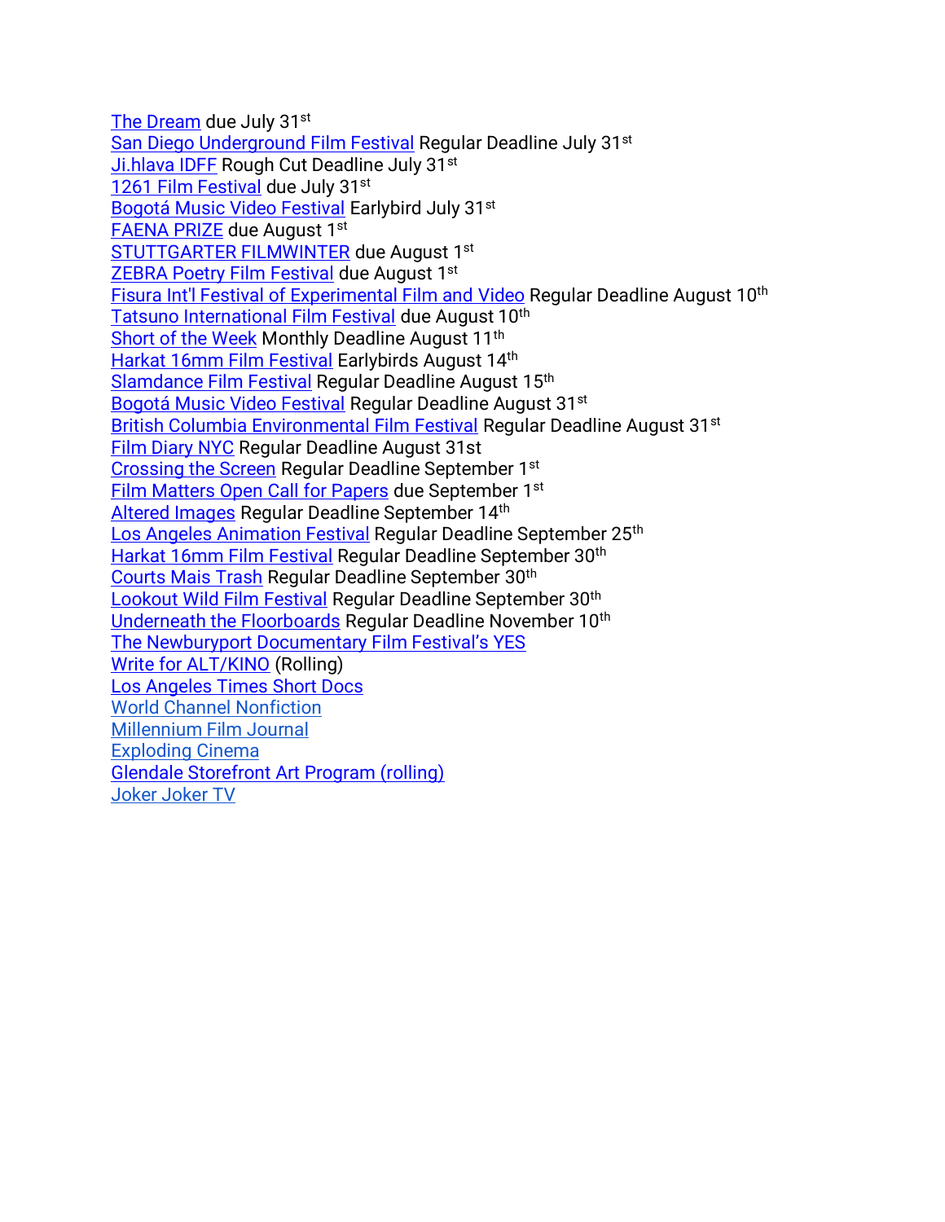The Dream due July 31st
San Diego Underground Film Festival Regular Deadline July 31st
Ji.hlava IDFF Rough Cut Deadline July 31st
1261 Film Festival due July 31st
Bogotá Music Video Festival Earlybird July 31st
FAENA PRIZE due August 1st
STUTTGARTER FILMWINTER due August 1st
ZEBRA Poetry Film Festival due August 1st
Fisura Int'l Festival of Experimental Film and Video Regular Deadline August 10th
Tatsuno International Film Festival due August 10th
Short of the Week Monthly Deadline August 11th
Harkat 16mm Film Festival Earlybirds August 14th
Slamdance Film Festival Regular Deadline August 15th
Bogotá Music Video Festival Regular Deadline August 31st
British Columbia Environmental Film Festival Regular Deadline August 31st
Film Diary NYC Regular Deadline August 31st
Crossing the Screen Regular Deadline September 1st
Film Matters Open Call for Papers due September 1st
Altered Images Regular Deadline September 14th
Los Angeles Animation Festival Regular Deadline September 25th
Harkat 16mm Film Festival Regular Deadline September 30th
Courts Mais Trash Regular Deadline September 30th
Lookout Wild Film Festival Regular Deadline September 30th
Underneath the Floorboards Regular Deadline November 10th
The Newburyport Documentary Film Festival's YES
Write for ALT/KINO (Rolling)
Los Angeles Times Short Docs
World Channel Nonfiction
Millennium Film Journal
Exploding Cinema
Glendale Storefront Art Program (rolling)
Joker Joker TV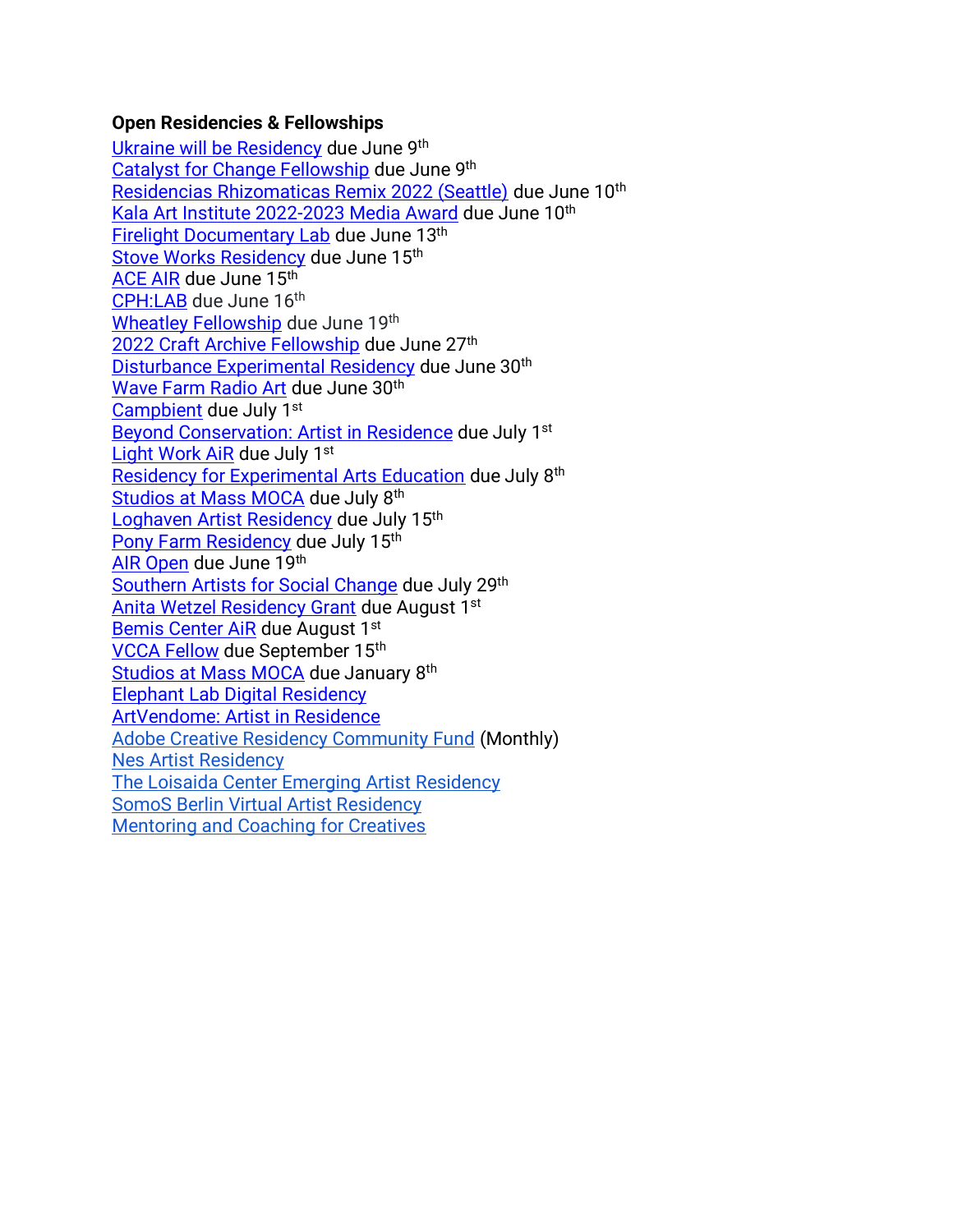**Open Residencies & Fellowships**

Ukraine will be Residency due June 9th
Catalyst for Change Fellowship due June 9th
Residencias Rhizomaticas Remix 2022 (Seattle) due June 10th
Kala Art Institute 2022-2023 Media Award due June 10th
Firelight Documentary Lab due June 13th
Stove Works Residency due June 15th
ACE AIR due June 15th
CPH:LAB due June 16th
Wheatley Fellowship due June 19th
2022 Craft Archive Fellowship due June 27th
Disturbance Experimental Residency due June 30th
Wave Farm Radio Art due June 30th
Campbient due July 1st
Beyond Conservation: Artist in Residence due July 1st
Light Work AiR due July 1st
Residency for Experimental Arts Education due July 8th
Studios at Mass MOCA due July 8th
Loghaven Artist Residency due July 15th
Pony Farm Residency due July 15th
AIR Open due June 19th
Southern Artists for Social Change due July 29th
Anita Wetzel Residency Grant due August 1st
Bemis Center AiR due August 1st
VCCA Fellow due September 15th
Studios at Mass MOCA due January 8th
Elephant Lab Digital Residency
ArtVendome: Artist in Residence
Adobe Creative Residency Community Fund (Monthly)
Nes Artist Residency
The Loisaida Center Emerging Artist Residency
SomoS Berlin Virtual Artist Residency
Mentoring and Coaching for Creatives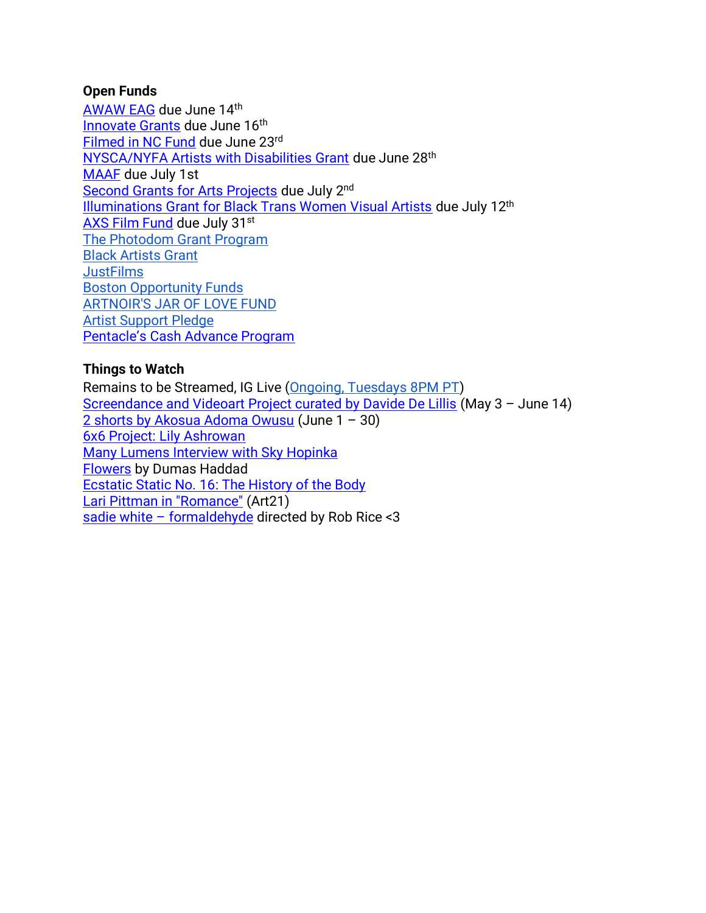**Open Funds**

AWAW EAG due June 14th
Innovate Grants due June 16th
Filmed in NC Fund due June 23rd
NYSCA/NYFA Artists with Disabilities Grant due June 28th
MAAF due July 1st
Second Grants for Arts Projects due July 2nd
Illuminations Grant for Black Trans Women Visual Artists due July 12th
AXS Film Fund due July 31st
The Photodom Grant Program
Black Artists Grant
JustFilms
Boston Opportunity Funds
ARTNOIR'S JAR OF LOVE FUND
Artist Support Pledge
Pentacle's Cash Advance Program

**Things to Watch**

Remains to be Streamed, IG Live (Ongoing, Tuesdays 8PM PT)
Screendance and Videoart Project curated by Davide De Lillis (May 3 – June 14)
2 shorts by Akosua Adoma Owusu (June 1 – 30)
6x6 Project: Lily Ashrowan
Many Lumens Interview with Sky Hopinka
Flowers by Dumas Haddad
Ecstatic Static No. 16: The History of the Body
Lari Pittman in "Romance" (Art21)
sadie white – formaldehyde directed by Rob Rice <3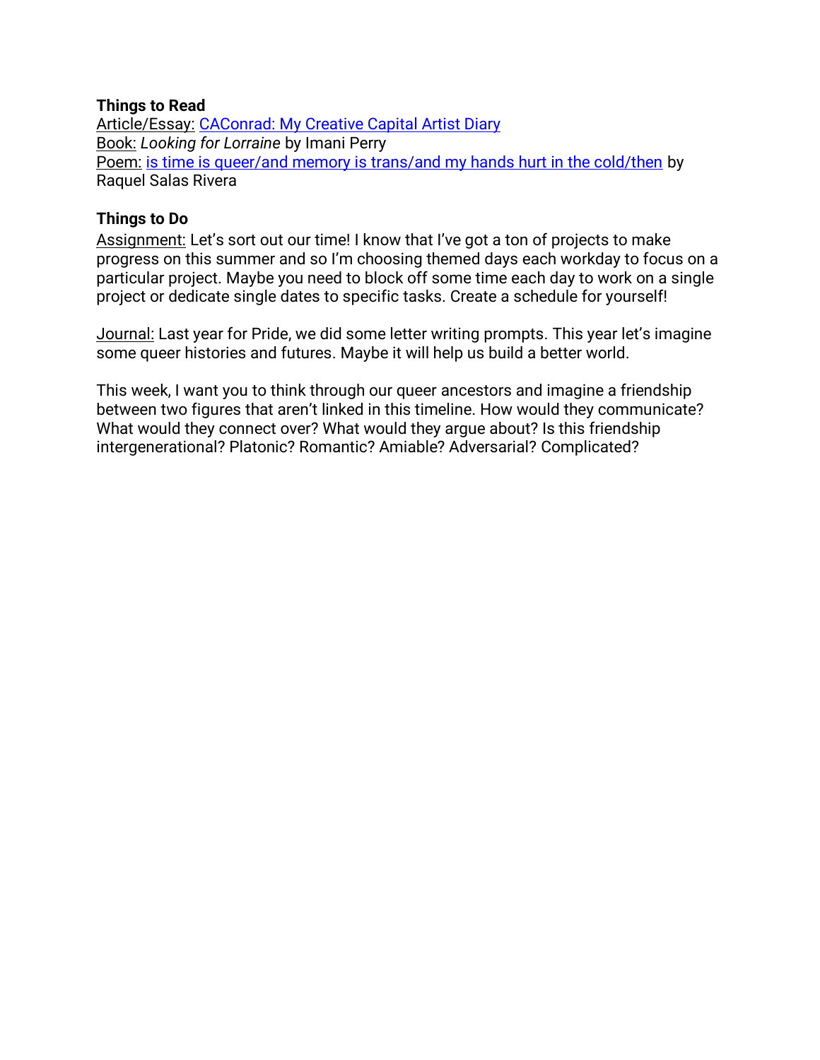**Things to Read**

Article/Essay: CAConrad: My Creative Capital Artist Diary
Book: *Looking for Lorraine* by Imani Perry
Poem: is time is queer/and memory is trans/and my hands hurt in the cold/then by Raquel Salas Rivera

**Things to Do**

Assignment: Let's sort out our time! I know that I've got a ton of projects to make progress on this summer and so I'm choosing themed days each workday to focus on a particular project. Maybe you need to block off some time each day to work on a single project or dedicate single dates to specific tasks. Create a schedule for yourself!

Journal: Last year for Pride, we did some letter writing prompts. This year let's imagine some queer histories and futures. Maybe it will help us build a better world.

This week, I want you to think through our queer ancestors and imagine a friendship between two figures that aren't linked in this timeline. How would they communicate? What would they connect over? What would they argue about? Is this friendship intergenerational? Platonic? Romantic? Amiable? Adversarial? Complicated?